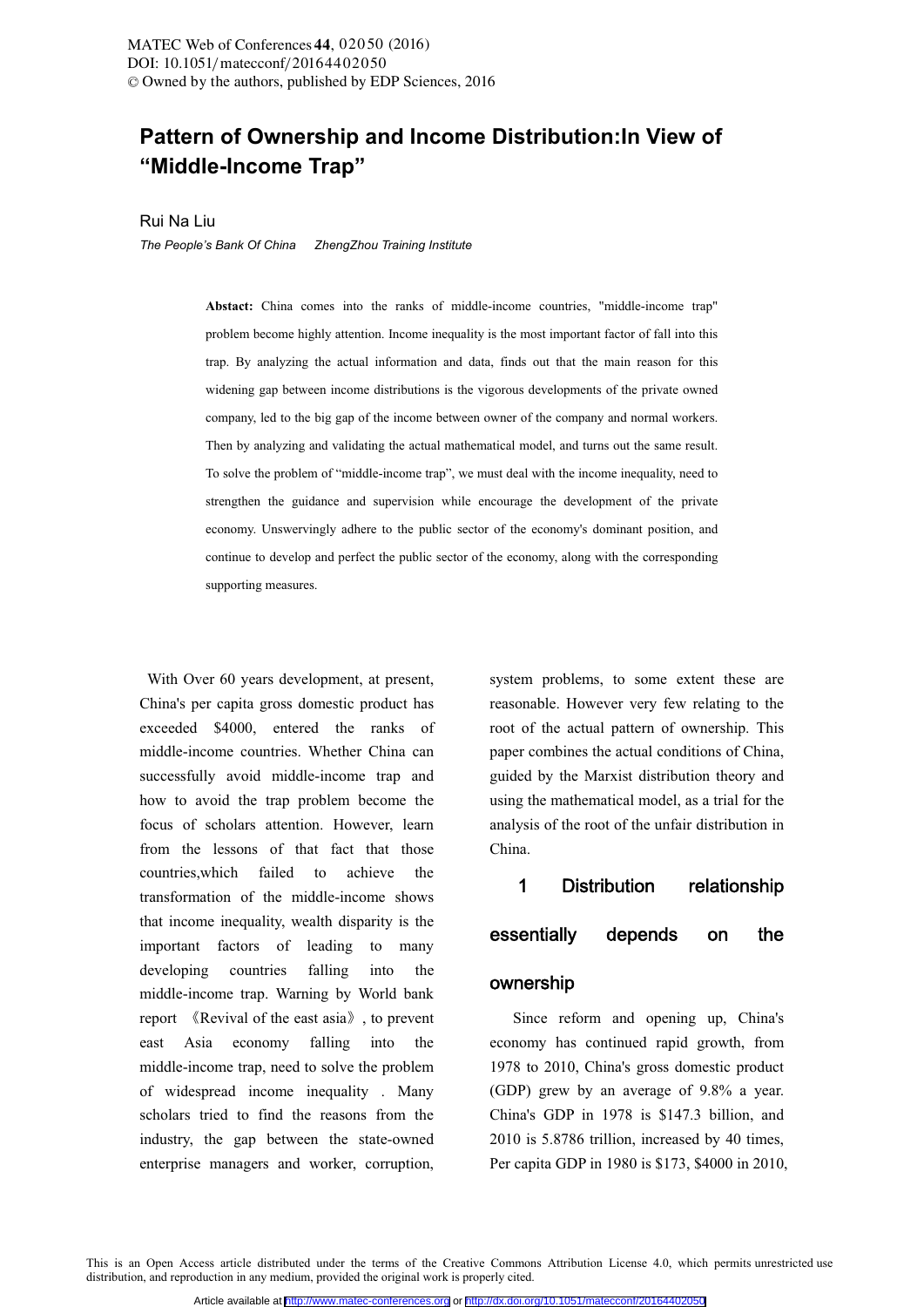# Pattern of Ownership and Income Distribution:In View of "Middle-Income Trap"

Rui Na Liu

*The People's Bank Of China ZhengZhou Training Institute*

**Abstact:** China comes into the ranks of middle-income countries, "middle-income trap" problem become highly attention. Income inequality is the most important factor of fall into this trap. By analyzing the actual information and data, finds out that the main reason for this widening gap between income distributions is the vigorous developments of the private owned company, led to the big gap of the income between owner of the company and normal workers. Then by analyzing and validating the actual mathematical model, and turns out the same result. To solve the problem of "middle-income trap", we must deal with the income inequality, need to strengthen the guidance and supervision while encourage the development of the private economy. Unswervingly adhere to the public sector of the economy's dominant position, and continue to develop and perfect the public sector of the economy, along with the corresponding supporting measures.

With Over 60 years development, at present, China's per capita gross domestic product has exceeded $4000, entered the ranks of middle-income countries. Whether China can successfully avoid middle-income trap and how to avoid the trap problem become the focus of scholars attention. However, learn from the lessons of that fact that those countries,which failed to achieve the transformation of the middle-income shows that income inequality, wealth disparity is the important factors of leading to many developing countries falling into the middle-income trap. Warning by World bank report 《Revival of the east asia》, to prevent east Asia economy falling into the middle-income trap, need to solve the problem of widespread income inequality . Many scholars tried to find the reasons from the industry, the gap between the state-owned enterprise managers and worker, corruption, system problems, to some extent these are reasonable. However very few relating to the root of the actual pattern of ownership. This paper combines the actual conditions of China, guided by the Marxist distribution theory and using the mathematical model, as a trial for the analysis of the root of the unfair distribution in China.

## 1 Distribution relationship essentially depends on the ownership

Since reform and opening up, China's economy has continued rapid growth, from 1978 to 2010, China's gross domestic product (GDP) grew by an average of 9.8% a year. China's GDP in 1978 is $147.3 billion, and 2010 is 5.8786 trillion, increased by 40 times, Per capita GDP in 1980 is $173, $4000 in 2010,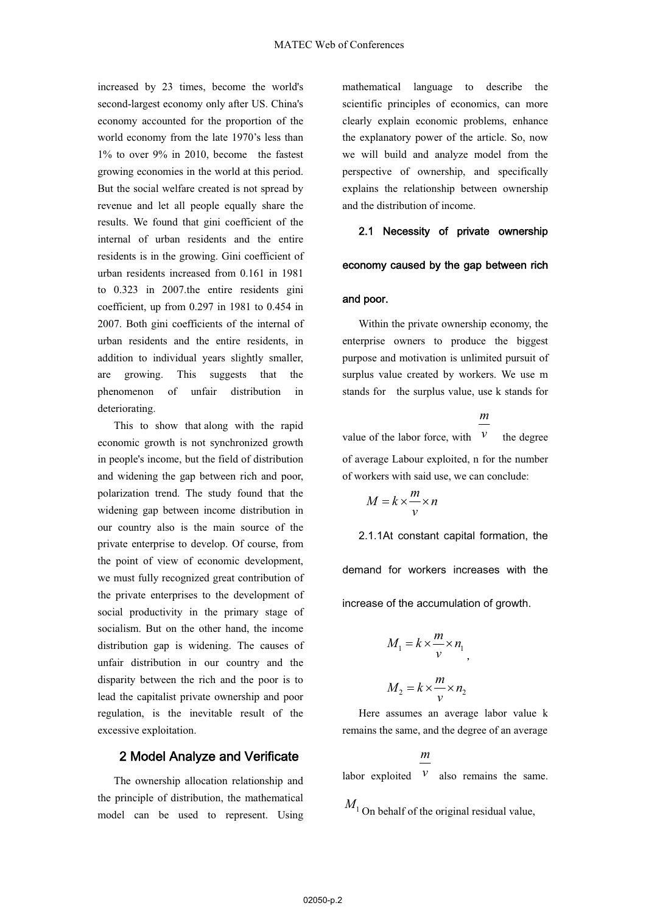increased by 23 times, become the world's second-largest economy only after US. China's economy accounted for the proportion of the world economy from the late 1970's less than 1% to over 9% in 2010, become the fastest growing economies in the world at this period. But the social welfare created is not spread by revenue and let all people equally share the results. We found that gini coefficient of the internal of urban residents and the entire residents is in the growing. Gini coefficient of urban residents increased from 0.161 in 1981 to 0.323 in 2007.the entire residents gini coefficient, up from 0.297 in 1981 to 0.454 in 2007. Both gini coefficients of the internal of urban residents and the entire residents, in addition to individual years slightly smaller, are growing. This suggests that the phenomenon of unfair distribution in deteriorating.

This to show that along with the rapid economic growth is not synchronized growth in people's income, but the field of distribution and widening the gap between rich and poor, polarization trend. The study found that the widening gap between income distribution in our country also is the main source of the private enterprise to develop. Of course, from the point of view of economic development, we must fully recognized great contribution of the private enterprises to the development of social productivity in the primary stage of socialism. But on the other hand, the income distribution gap is widening. The causes of unfair distribution in our country and the disparity between the rich and the poor is to lead the capitalist private ownership and poor regulation, is the inevitable result of the excessive exploitation.

## 2 Model Analyze and Verificate

The ownership allocation relationship and the principle of distribution, the mathematical model can be used to represent. Using mathematical language to describe the scientific principles of economics, can more clearly explain economic problems, enhance the explanatory power of the article. So, now we will build and analyze model from the perspective of ownership, and specifically explains the relationship between ownership and the distribution of income.

### 2.1 Necessity of private ownership economy caused by the gap between rich and poor.

Within the private ownership economy, the enterprise owners to produce the biggest purpose and motivation is unlimited pursuit of surplus value created by workers. We use m stands for the surplus value, use k stands for value of the labor force, with $\frac{m}{v}$ the degree of average Labour exploited, n for the number of workers with said use, we can conclude:

$$M = k \times \frac{m}{v} \times n$$

#### 2.1.1At constant capital formation, the demand for workers increases with the increase of the accumulation of growth.

$$M_1 = k \times \frac{m}{v} \times n_1 ,$$

$$M_2 = k \times \frac{m}{v} \times n_2$$

Here assumes an average labor value k remains the same, and the degree of an average labor exploited $\frac{m}{v}$ also remains the same. $M_1$ On behalf of the original residual value,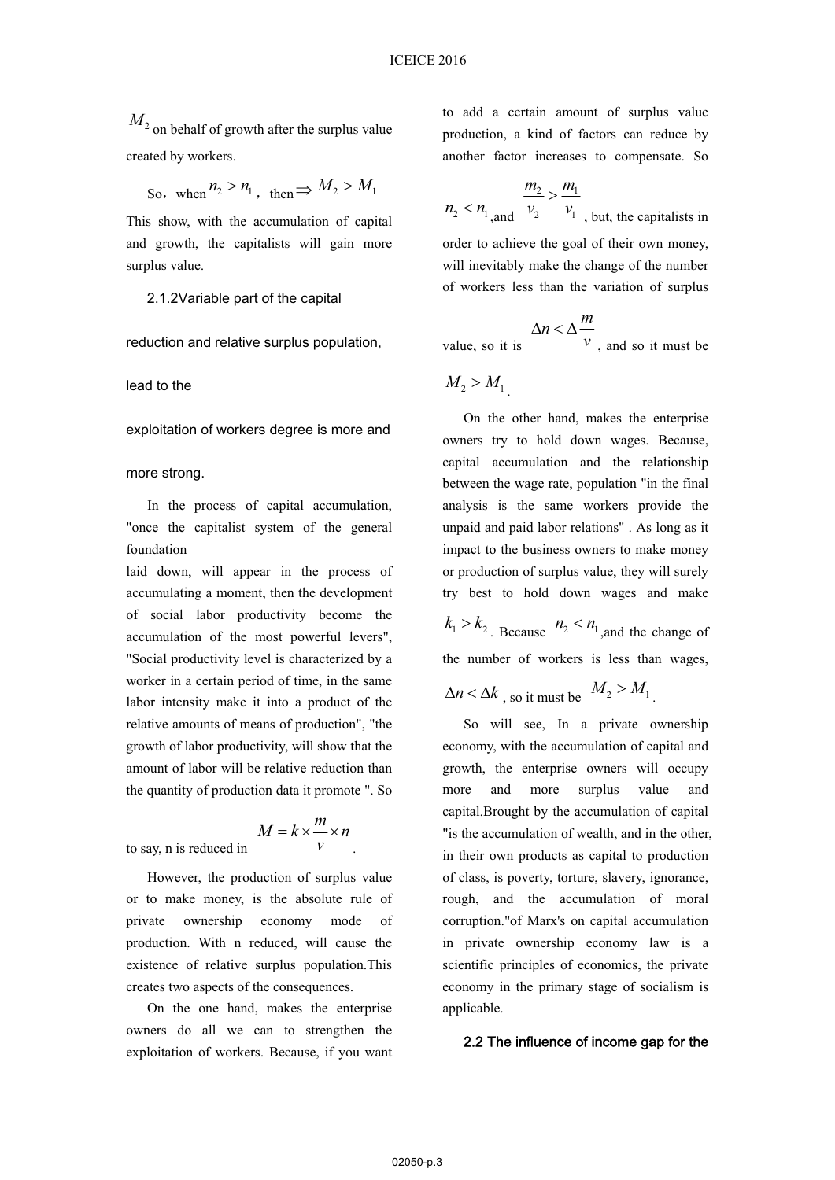$M_2$ on behalf of growth after the surplus value created by workers.

So，when $n_2 > n_1$， then $\Rightarrow M_2 > M_1$

This show, with the accumulation of capital and growth, the capitalists will gain more surplus value.

### 2.1.2Variable part of the capital reduction and relative surplus population, lead to the exploitation of workers degree is more and more strong.

In the process of capital accumulation, "once the capitalist system of the general foundation laid down, will appear in the process of accumulating a moment, then the development of social labor productivity become the accumulation of the most powerful levers", "Social productivity level is characterized by a worker in a certain period of time, in the same labor intensity make it into a product of the relative amounts of means of production", "the growth of labor productivity, will show that the amount of labor will be relative reduction than the quantity of production data it promote ". So to say, n is reduced in $M = k \times \frac{m}{v} \times n$.

However, the production of surplus value or to make money, is the absolute rule of private ownership economy mode of production. With n reduced, will cause the existence of relative surplus population.This creates two aspects of the consequences.

On the one hand, makes the enterprise owners do all we can to strengthen the exploitation of workers. Because, if you want to add a certain amount of surplus value production, a kind of factors can reduce by another factor increases to compensate. So $n_2 < n_1$,and $\frac{m_2}{v_2} > \frac{m_1}{v_1}$, but, the capitalists in order to achieve the goal of their own money, will inevitably make the change of the number of workers less than the variation of surplus value, so it is $\Delta n < \Delta \frac{m}{v}$, and so it must be $M_2 > M_1$.

On the other hand, makes the enterprise owners try to hold down wages. Because, capital accumulation and the relationship between the wage rate, population "in the final analysis is the same workers provide the unpaid and paid labor relations" . As long as it impact to the business owners to make money or production of surplus value, they will surely try best to hold down wages and make $k_1 > k_2$. Because $n_2 < n_1$,and the change of the number of workers is less than wages, $\Delta n < \Delta k$, so it must be $M_2 > M_1$.

So will see, In a private ownership economy, with the accumulation of capital and growth, the enterprise owners will occupy more and more surplus value and capital.Brought by the accumulation of capital "is the accumulation of wealth, and in the other, in their own products as capital to production of class, is poverty, torture, slavery, ignorance, rough, and the accumulation of moral corruption."of Marx's on capital accumulation in private ownership economy law is a scientific principles of economics, the private economy in the primary stage of socialism is applicable.

## 2.2 The influence of income gap for the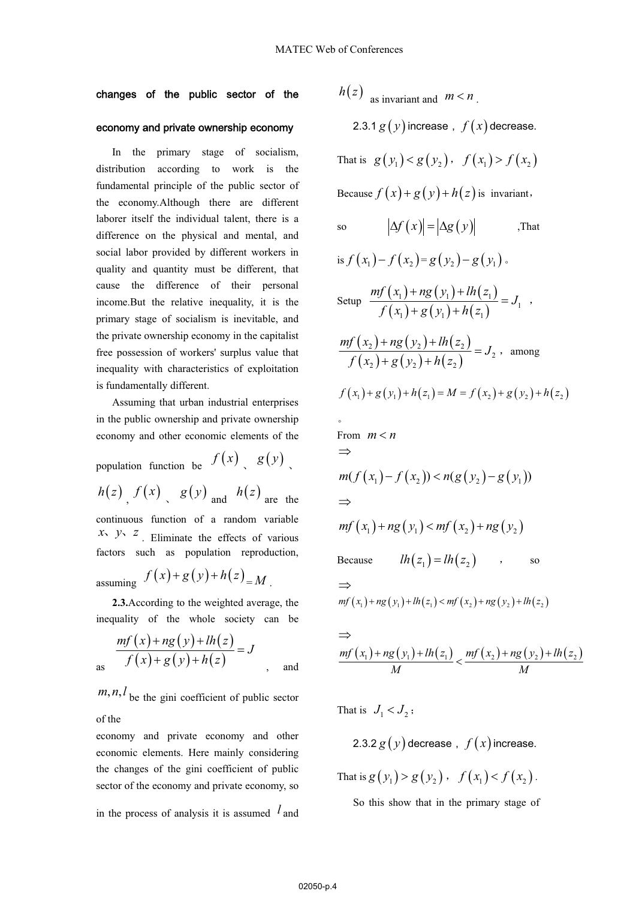changes of the public sector of the economy and private ownership economy

In the primary stage of socialism, distribution according to work is the fundamental principle of the public sector of the economy.Although there are different laborer itself the individual talent, there is a difference on the physical and mental, and social labor provided by different workers in quality and quantity must be different, that cause the difference of their personal income.But the relative inequality, it is the primary stage of socialism is inevitable, and the private ownership economy in the capitalist free possession of workers' surplus value that inequality with characteristics of exploitation is fundamentally different.

Assuming that urban industrial enterprises in the public ownership and private ownership economy and other economic elements of the population function be $f(x)$、$g(y)$、$h(z)$, $f(x)$、$g(y)$ and $h(z)$ are the continuous function of a random variable $x$、$y$、$z$. Eliminate the effects of various factors such as population reproduction, assuming $f(x)+g(y)+h(z)=M$.

**2.3.**According to the weighted average, the inequality of the whole society can be as $\dfrac{mf(x)+ng(y)+lh(z)}{f(x)+g(y)+h(z)}=J$, and $m,n,l$ be the gini coefficient of public sector of the economy and private economy and other economic elements. Here mainly considering the changes of the gini coefficient of public sector of the economy and private economy, so in the process of analysis it is assumed $l$ and $h(z)$ as invariant and $m<n$.

2.3.1 $g(y)$ increase，$f(x)$ decrease.

That is $g(y_1)<g(y_2)$，$f(x_1)>f(x_2)$

Because $f(x)+g(y)+h(z)$ is invariant，

so $\left|\Delta f(x)\right|=\left|\Delta g(y)\right|$ ,That is $f(x_1)-f(x_2)=g(y_2)-g(y_1)$。

Setup $\dfrac{mf(x_1)+ng(y_1)+lh(z_1)}{f(x_1)+g(y_1)+h(z_1)}=J_1$ ,

$\dfrac{mf(x_2)+ng(y_2)+lh(z_2)}{f(x_2)+g(y_2)+h(z_2)}=J_2$，among

$f(x_1)+g(y_1)+h(z_1)=M=f(x_2)+g(y_2)+h(z_2)$

。

From $m<n$

$\Rightarrow$

$m(f(x_1)-f(x_2))<n(g(y_2)-g(y_1))$

$\Rightarrow$

$mf(x_1)+ng(y_1)<mf(x_2)+ng(y_2)$

Because $lh(z_1)=lh(z_2)$ , so

$\Rightarrow$

$mf(x_1)+ng(y_1)+lh(z_1)<mf(x_2)+ng(y_2)+lh(z_2)$

$\Rightarrow$

$\dfrac{mf(x_1)+ng(y_1)+lh(z_1)}{M}<\dfrac{mf(x_2)+ng(y_2)+lh(z_2)}{M}$

That is $J_1<J_2$；

2.3.2 $g(y)$ decrease，$f(x)$ increase.

That is $g(y_1)>g(y_2)$，$f(x_1)<f(x_2)$.

So this show that in the primary stage of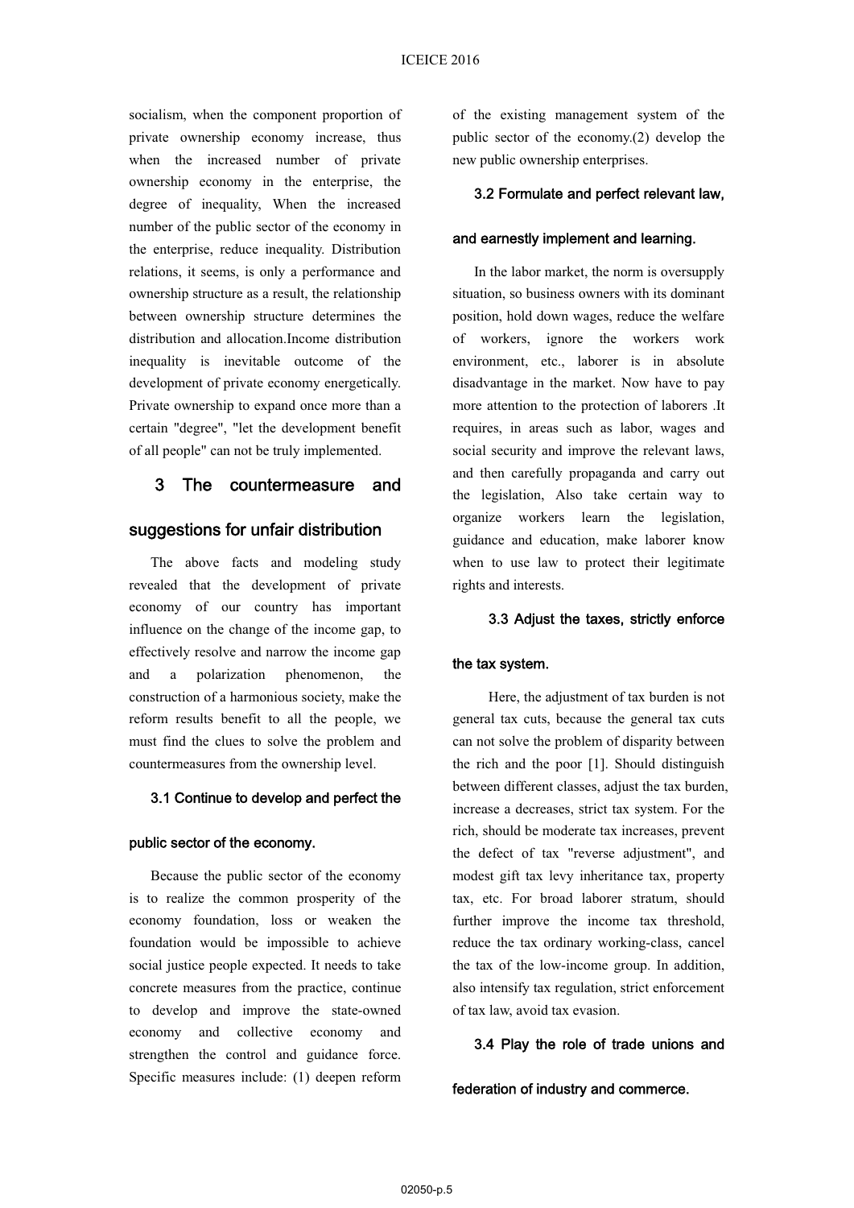socialism, when the component proportion of private ownership economy increase, thus when the increased number of private ownership economy in the enterprise, the degree of inequality, When the increased number of the public sector of the economy in the enterprise, reduce inequality. Distribution relations, it seems, is only a performance and ownership structure as a result, the relationship between ownership structure determines the distribution and allocation.Income distribution inequality is inevitable outcome of the development of private economy energetically. Private ownership to expand once more than a certain "degree", "let the development benefit of all people" can not be truly implemented.

## 3 The countermeasure and suggestions for unfair distribution

The above facts and modeling study revealed that the development of private economy of our country has important influence on the change of the income gap, to effectively resolve and narrow the income gap and a polarization phenomenon, the construction of a harmonious society, make the reform results benefit to all the people, we must find the clues to solve the problem and countermeasures from the ownership level.

### 3.1 Continue to develop and perfect the public sector of the economy.

Because the public sector of the economy is to realize the common prosperity of the economy foundation, loss or weaken the foundation would be impossible to achieve social justice people expected. It needs to take concrete measures from the practice, continue to develop and improve the state-owned economy and collective economy and strengthen the control and guidance force. Specific measures include: (1) deepen reform of the existing management system of the public sector of the economy.(2) develop the new public ownership enterprises.

### 3.2 Formulate and perfect relevant law, and earnestly implement and learning.

In the labor market, the norm is oversupply situation, so business owners with its dominant position, hold down wages, reduce the welfare of workers, ignore the workers work environment, etc., laborer is in absolute disadvantage in the market. Now have to pay more attention to the protection of laborers .It requires, in areas such as labor, wages and social security and improve the relevant laws, and then carefully propaganda and carry out the legislation, Also take certain way to organize workers learn the legislation, guidance and education, make laborer know when to use law to protect their legitimate rights and interests.

### 3.3 Adjust the taxes, strictly enforce the tax system.

Here, the adjustment of tax burden is not general tax cuts, because the general tax cuts can not solve the problem of disparity between the rich and the poor [1]. Should distinguish between different classes, adjust the tax burden, increase a decreases, strict tax system. For the rich, should be moderate tax increases, prevent the defect of tax "reverse adjustment", and modest gift tax levy inheritance tax, property tax, etc. For broad laborer stratum, should further improve the income tax threshold, reduce the tax ordinary working-class, cancel the tax of the low-income group. In addition, also intensify tax regulation, strict enforcement of tax law, avoid tax evasion.

### 3.4 Play the role of trade unions and federation of industry and commerce.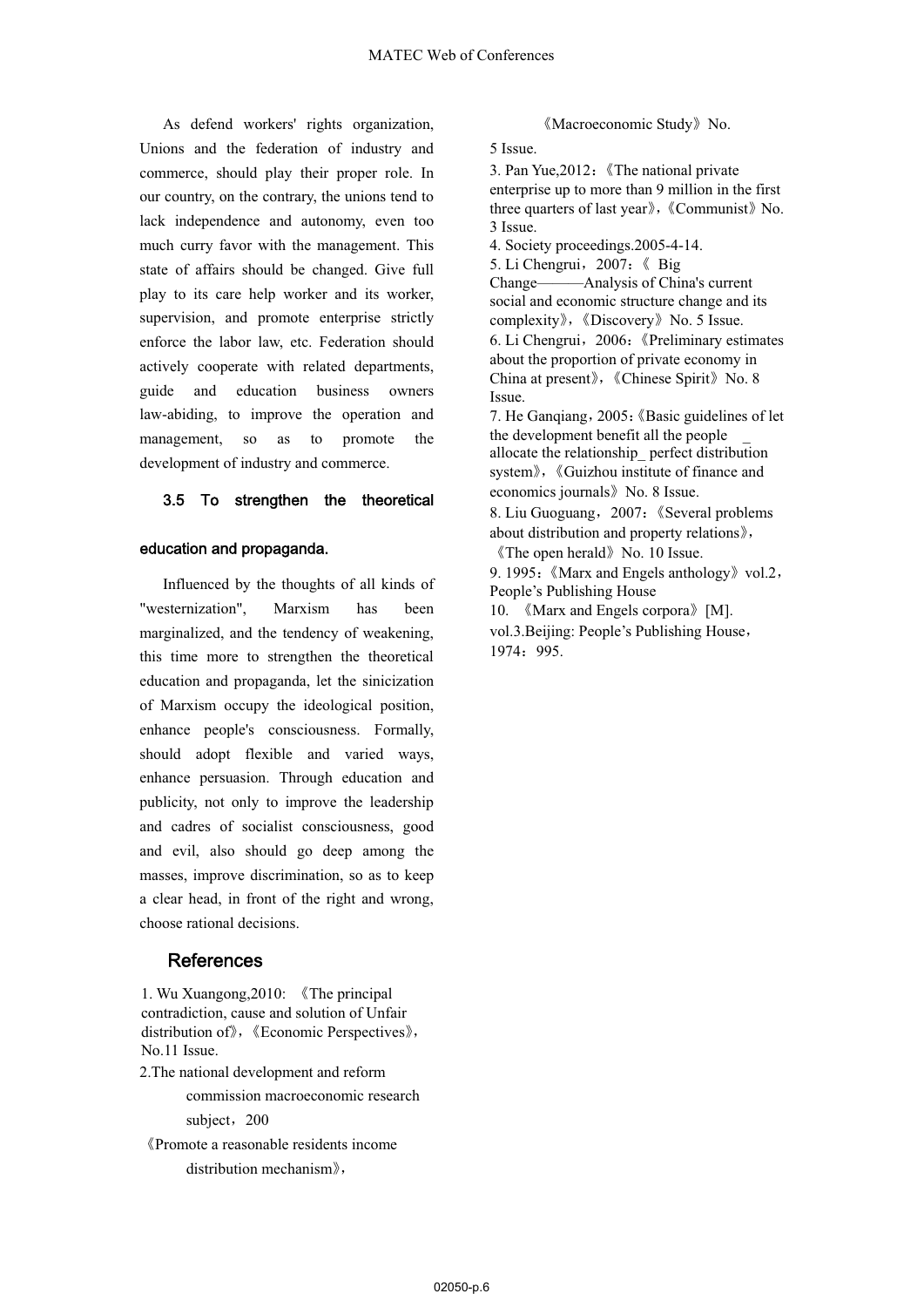As defend workers' rights organization, Unions and the federation of industry and commerce, should play their proper role. In our country, on the contrary, the unions tend to lack independence and autonomy, even too much curry favor with the management. This state of affairs should be changed. Give full play to its care help worker and its worker, supervision, and promote enterprise strictly enforce the labor law, etc. Federation should actively cooperate with related departments, guide and education business owners law-abiding, to improve the operation and management, so as to promote the development of industry and commerce.

### 3.5 To strengthen the theoretical education and propaganda.

Influenced by the thoughts of all kinds of "westernization", Marxism has been marginalized, and the tendency of weakening, this time more to strengthen the theoretical education and propaganda, let the sinicization of Marxism occupy the ideological position, enhance people's consciousness. Formally, should adopt flexible and varied ways, enhance persuasion. Through education and publicity, not only to improve the leadership and cadres of socialist consciousness, good and evil, also should go deep among the masses, improve discrimination, so as to keep a clear head, in front of the right and wrong, choose rational decisions.

## References

1. Wu Xuangong,2010: 《The principal contradiction, cause and solution of Unfair distribution of》,《Economic Perspectives》, No.11 Issue.
2. The national development and reform commission macroeconomic research subject，200 《Promote a reasonable residents income distribution mechanism》, 《Macroeconomic Study》No. 5 Issue.
3. Pan Yue,2012：《The national private enterprise up to more than 9 million in the first three quarters of last year》,《Communist》No. 3 Issue.
4. Society proceedings.2005-4-14.
5. Li Chengrui，2007：《 Big Change———Analysis of China's current social and economic structure change and its complexity》,《Discovery》No. 5 Issue.
6. Li Chengrui，2006：《Preliminary estimates about the proportion of private economy in China at present》,《Chinese Spirit》No. 8 Issue.
7. He Ganqiang，2005:《Basic guidelines of let the development benefit all the people _ allocate the relationship_ perfect distribution system》,《Guizhou institute of finance and economics journals》No. 8 Issue.
8. Liu Guoguang，2007：《Several problems about distribution and property relations》, 《The open herald》No. 10 Issue.
9. 1995：《Marx and Engels anthology》vol.2，People's Publishing House
10. 《Marx and Engels corpora》[M]. vol.3.Beijing: People's Publishing House，1974：995.